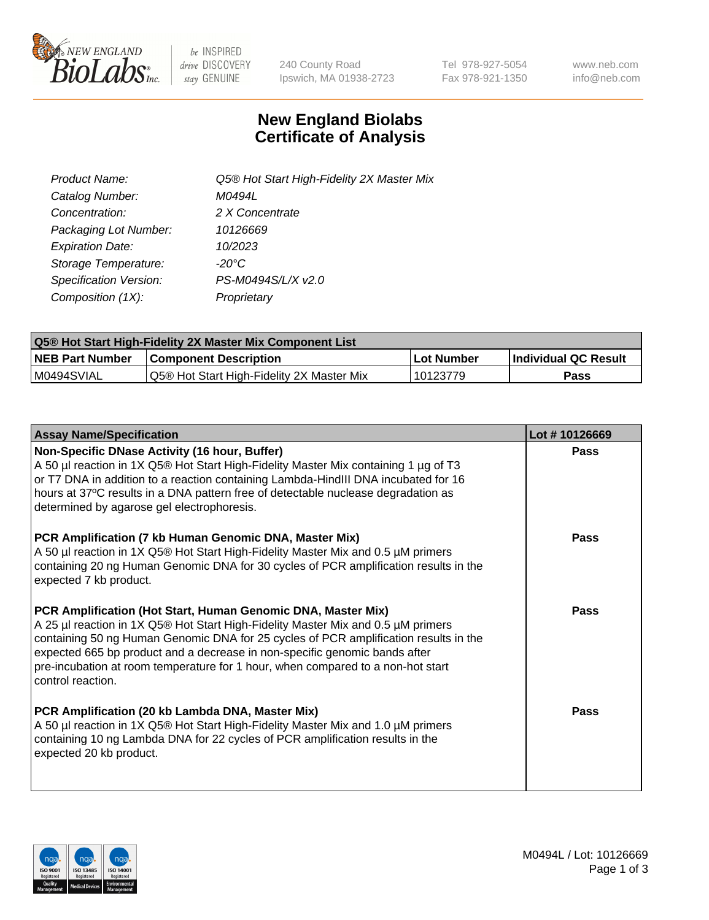# New England Biolabs Certificate of Analysis

| | |
|---|---|
| *Product Name:* | *Q5® Hot Start High-Fidelity 2X Master Mix* |
| *Catalog Number:* | *M0494L* |
| *Concentration:* | *2 X Concentrate* |
| *Packaging Lot Number:* | *10126669* |
| *Expiration Date:* | *10/2023* |
| *Storage Temperature:* | *-20°C* |
| *Specification Version:* | *PS-M0494S/L/X v2.0* |
| *Composition (1X):* | *Proprietary* |

| Q5® Hot Start High-Fidelity 2X Master Mix Component List | | | |
|---|---|---|---|
| **NEB Part Number** | **Component Description** | **Lot Number** | **Individual QC Result** |
| M0494SVIAL | Q5® Hot Start High-Fidelity 2X Master Mix | 10123779 | **Pass** |

| Assay Name/Specification | Lot # 10126669 |
|---|---|
| **Non-Specific DNase Activity (16 hour, Buffer)** A 50 µl reaction in 1X Q5® Hot Start High-Fidelity Master Mix containing 1 µg of T3 or T7 DNA in addition to a reaction containing Lambda-HindIII DNA incubated for 16 hours at 37ºC results in a DNA pattern free of detectable nuclease degradation as determined by agarose gel electrophoresis. | **Pass** |
| **PCR Amplification (7 kb Human Genomic DNA, Master Mix)** A 50 µl reaction in 1X Q5® Hot Start High-Fidelity Master Mix and 0.5 µM primers containing 20 ng Human Genomic DNA for 30 cycles of PCR amplification results in the expected 7 kb product. | **Pass** |
| **PCR Amplification (Hot Start, Human Genomic DNA, Master Mix)** A 25 µl reaction in 1X Q5® Hot Start High-Fidelity Master Mix and 0.5 µM primers containing 50 ng Human Genomic DNA for 25 cycles of PCR amplification results in the expected 665 bp product and a decrease in non-specific genomic bands after pre-incubation at room temperature for 1 hour, when compared to a non-hot start control reaction. | **Pass** |
| **PCR Amplification (20 kb Lambda DNA, Master Mix)** A 50 µl reaction in 1X Q5® Hot Start High-Fidelity Master Mix and 1.0 µM primers containing 10 ng Lambda DNA for 22 cycles of PCR amplification results in the expected 20 kb product. | **Pass** |

M0494L / Lot: 10126669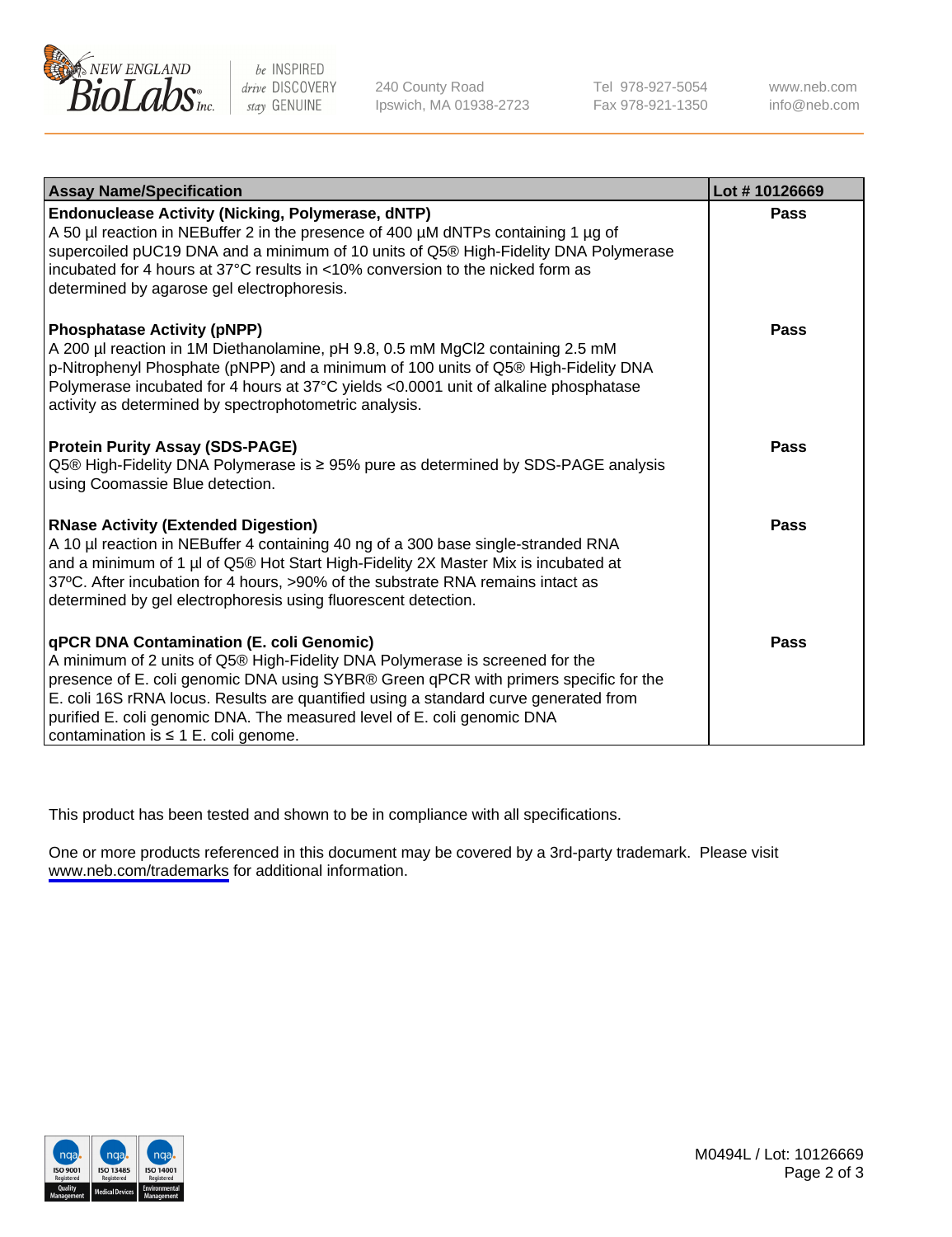| Assay Name/Specification | Lot # 10126669 |
| --- | --- |
| **Endonuclease Activity (Nicking, Polymerase, dNTP)**<br>A 50 µl reaction in NEBuffer 2 in the presence of 400 µM dNTPs containing 1 µg of supercoiled pUC19 DNA and a minimum of 10 units of Q5® High-Fidelity DNA Polymerase incubated for 4 hours at 37°C results in <10% conversion to the nicked form as determined by agarose gel electrophoresis. | Pass |
| **Phosphatase Activity (pNPP)**<br>A 200 µl reaction in 1M Diethanolamine, pH 9.8, 0.5 mM $MgCl_2$ containing 2.5 mM p-Nitrophenyl Phosphate (pNPP) and a minimum of 100 units of Q5® High-Fidelity DNA Polymerase incubated for 4 hours at 37°C yields <0.0001 unit of alkaline phosphatase activity as determined by spectrophotometric analysis. | Pass |
| **Protein Purity Assay (SDS-PAGE)**<br>Q5® High-Fidelity DNA Polymerase is ≥ 95% pure as determined by SDS-PAGE analysis using Coomassie Blue detection. | Pass |
| **RNase Activity (Extended Digestion)**<br>A 10 µl reaction in NEBuffer 4 containing 40 ng of a 300 base single-stranded RNA and a minimum of 1 µl of Q5® Hot Start High-Fidelity 2X Master Mix is incubated at 37ºC. After incubation for 4 hours, >90% of the substrate RNA remains intact as determined by gel electrophoresis using fluorescent detection. | Pass |
| **qPCR DNA Contamination (E. coli Genomic)**<br>A minimum of 2 units of Q5® High-Fidelity DNA Polymerase is screened for the presence of E. coli genomic DNA using SYBR® Green qPCR with primers specific for the E. coli 16S rRNA locus. Results are quantified using a standard curve generated from purified E. coli genomic DNA. The measured level of E. coli genomic DNA contamination is ≤ 1 E. coli genome. | Pass |

This product has been tested and shown to be in compliance with all specifications.

One or more products referenced in this document may be covered by a 3rd-party trademark. Please visit www.neb.com/trademarks for additional information.

M0494L / Lot: 10126669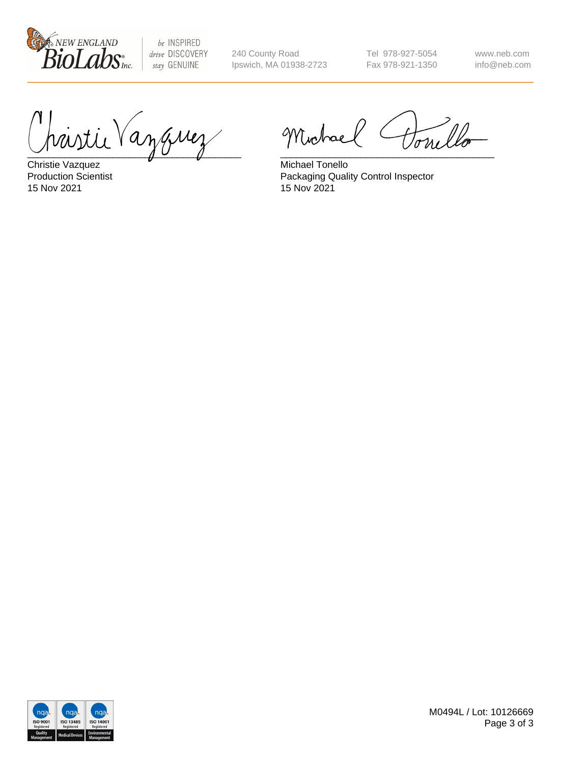240 County Road
Ipswich, MA 01938-2723

Tel 978-927-5054
Fax 978-921-1350

www.neb.com
info@neb.com

Christie Vazquez
Production Scientist
15 Nov 2021

Michael Tonello
Packaging Quality Control Inspector
15 Nov 2021

M0494L / Lot: 10126669